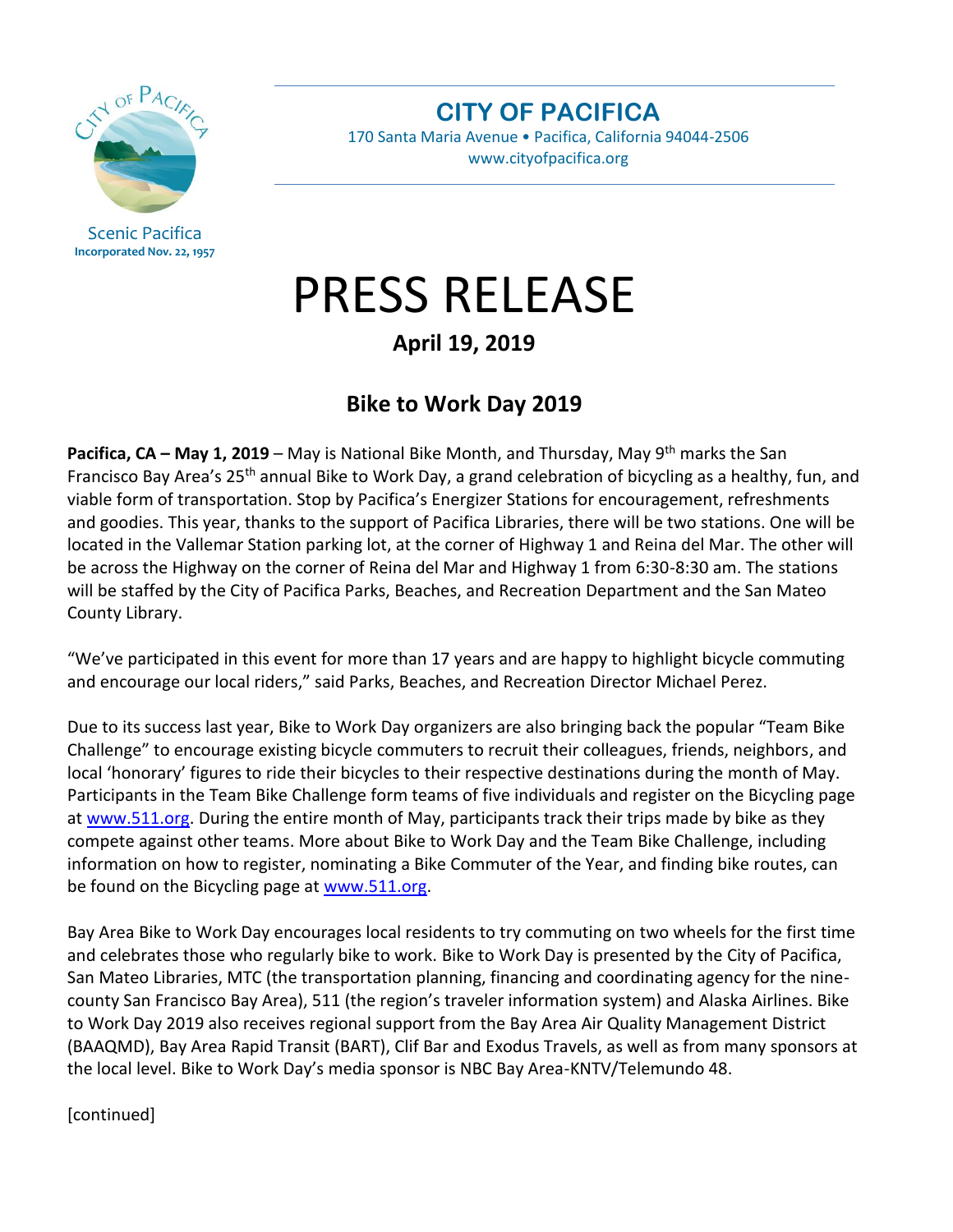Scenic Pacifica
**Incorporated Nov. 22, 1957**

**CITY OF PACIFICA**
170 Santa Maria Avenue • Pacifica, California 94044-2506
www.cityofpacifica.org

# PRESS RELEASE

**April 19, 2019**

## Bike to Work Day 2019

**Pacifica, CA – May 1, 2019** – May is National Bike Month, and Thursday, May 9th marks the San Francisco Bay Area's 25th annual Bike to Work Day, a grand celebration of bicycling as a healthy, fun, and viable form of transportation. Stop by Pacifica's Energizer Stations for encouragement, refreshments and goodies. This year, thanks to the support of Pacifica Libraries, there will be two stations. One will be located in the Vallemar Station parking lot, at the corner of Highway 1 and Reina del Mar. The other will be across the Highway on the corner of Reina del Mar and Highway 1 from 6:30-8:30 am. The stations will be staffed by the City of Pacifica Parks, Beaches, and Recreation Department and the San Mateo County Library.

"We've participated in this event for more than 17 years and are happy to highlight bicycle commuting and encourage our local riders," said Parks, Beaches, and Recreation Director Michael Perez.

Due to its success last year, Bike to Work Day organizers are also bringing back the popular "Team Bike Challenge" to encourage existing bicycle commuters to recruit their colleagues, friends, neighbors, and local 'honorary' figures to ride their bicycles to their respective destinations during the month of May. Participants in the Team Bike Challenge form teams of five individuals and register on the Bicycling page at www.511.org. During the entire month of May, participants track their trips made by bike as they compete against other teams. More about Bike to Work Day and the Team Bike Challenge, including information on how to register, nominating a Bike Commuter of the Year, and finding bike routes, can be found on the Bicycling page at www.511.org.

Bay Area Bike to Work Day encourages local residents to try commuting on two wheels for the first time and celebrates those who regularly bike to work. Bike to Work Day is presented by the City of Pacifica, San Mateo Libraries, MTC (the transportation planning, financing and coordinating agency for the nine-county San Francisco Bay Area), 511 (the region's traveler information system) and Alaska Airlines. Bike to Work Day 2019 also receives regional support from the Bay Area Air Quality Management District (BAAQMD), Bay Area Rapid Transit (BART), Clif Bar and Exodus Travels, as well as from many sponsors at the local level. Bike to Work Day's media sponsor is NBC Bay Area-KNTV/Telemundo 48.

[continued]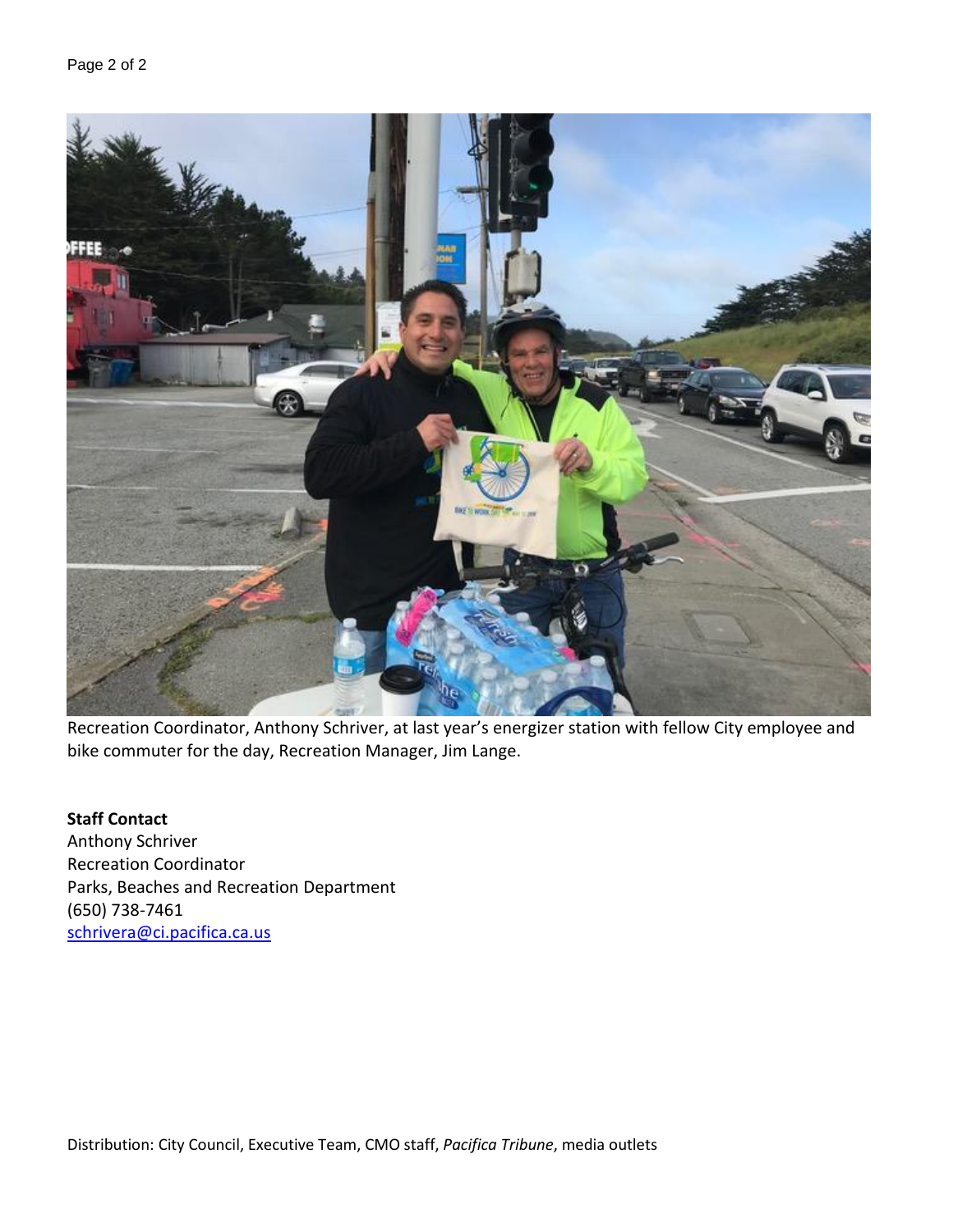Recreation Coordinator, Anthony Schriver, at last year's energizer station with fellow City employee and bike commuter for the day, Recreation Manager, Jim Lange.

**Staff Contact**
Anthony Schriver
Recreation Coordinator
Parks, Beaches and Recreation Department
(650) 738-7461
schrivera@ci.pacifica.ca.us

Distribution: City Council, Executive Team, CMO staff, *Pacifica Tribune*, media outlets